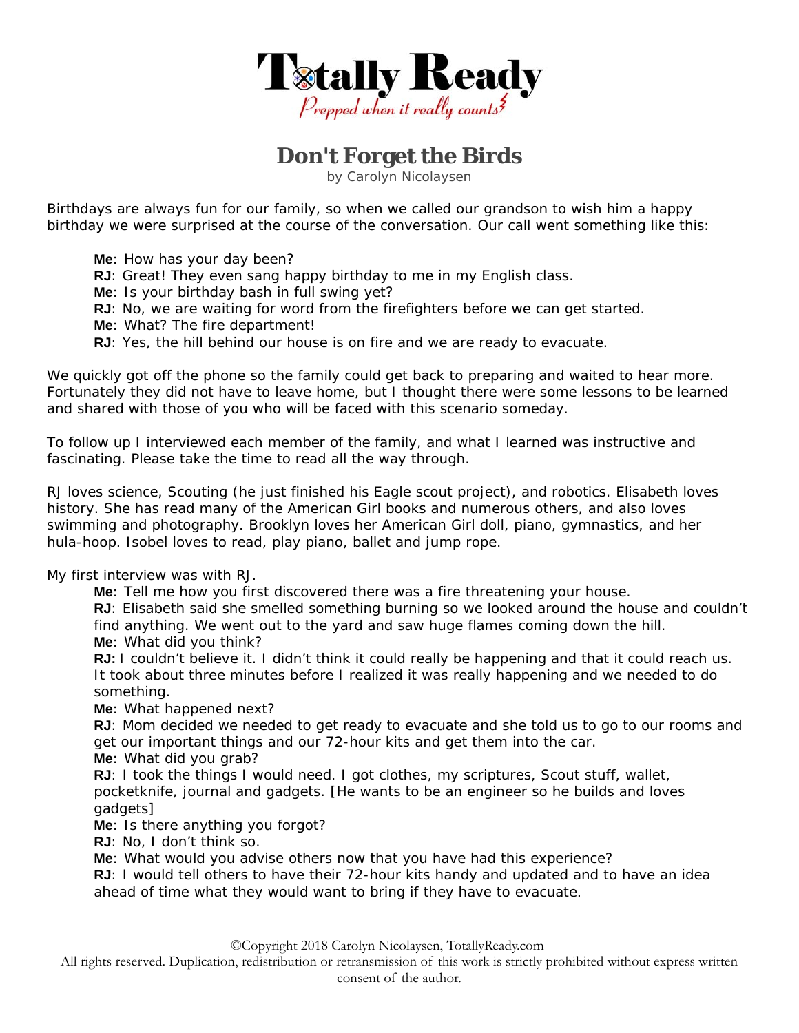# Totally Ready

*Prepped when it really counts*

## Don't Forget the Birds

by Carolyn Nicolaysen

Birthdays are always fun for our family, so when we called our grandson to wish him a happy birthday we were surprised at the course of the conversation. Our call went something like this:

> **Me**: How has your day been?
> **RJ**: Great! They even sang happy birthday to me in my English class.
> **Me**: Is your birthday bash in full swing yet?
> **RJ**: No, we are waiting for word from the firefighters before we can get started.
> **Me**: What? The fire department!
> **RJ**: Yes, the hill behind our house is on fire and we are ready to evacuate.

We quickly got off the phone so the family could get back to preparing and waited to hear more. Fortunately they did not have to leave home, but I thought there were some lessons to be learned and shared with those of you who will be faced with this scenario someday.

To follow up I interviewed each member of the family, and what I learned was instructive and fascinating. Please take the time to read all the way through.

RJ loves science, Scouting (he just finished his Eagle scout project), and robotics. Elisabeth loves history. She has read many of the American Girl books and numerous others, and also loves swimming and photography. Brooklyn loves her American Girl doll, piano, gymnastics, and her hula-hoop. Isobel loves to read, play piano, ballet and jump rope.

My first interview was with RJ.

> **Me**: Tell me how you first discovered there was a fire threatening your house.
> **RJ**: Elisabeth said she smelled something burning so we looked around the house and couldn't find anything. We went out to the yard and saw huge flames coming down the hill.
> **Me**: What did you think?
> **RJ:** I couldn't believe it. I didn't think it could really be happening and that it could reach us. It took about three minutes before I realized it was really happening and we needed to do something.
> **Me**: What happened next?
> **RJ**: Mom decided we needed to get ready to evacuate and she told us to go to our rooms and get our important things and our 72-hour kits and get them into the car.
> **Me**: What did you grab?
> **RJ**: I took the things I would need. I got clothes, my scriptures, Scout stuff, wallet, pocketknife, journal and gadgets. [He wants to be an engineer so he builds and loves gadgets]
> **Me**: Is there anything you forgot?
> **RJ**: No, I don't think so.
> **Me**: What would you advise others now that you have had this experience?
> **RJ**: I would tell others to have their 72-hour kits handy and updated and to have an idea ahead of time what they would want to bring if they have to evacuate.

©Copyright 2018 Carolyn Nicolaysen, TotallyReady.com
All rights reserved. Duplication, redistribution or retransmission of this work is strictly prohibited without express written consent of the author.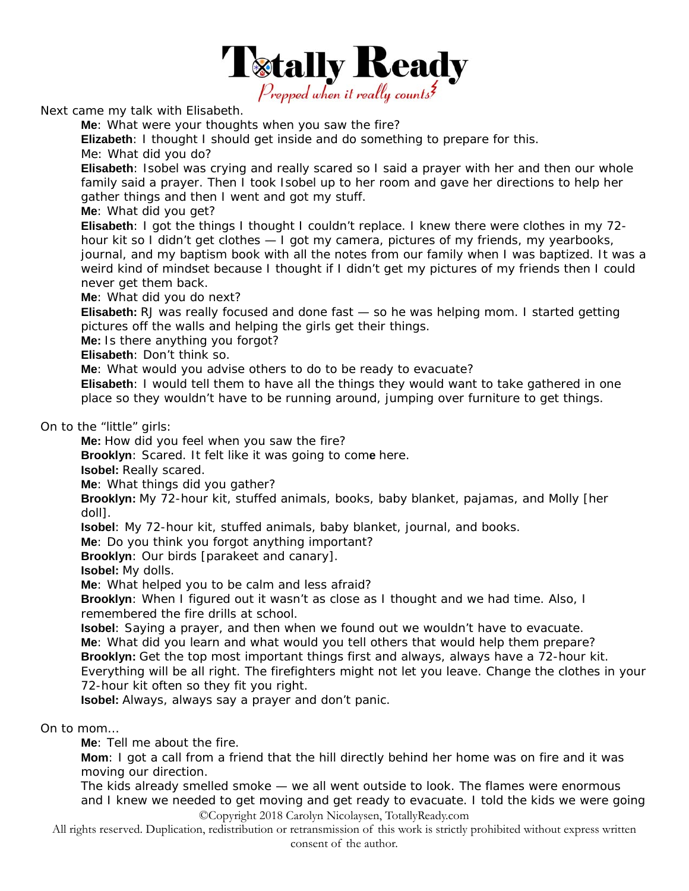Next came my talk with Elisabeth.

**Me**: What were your thoughts when you saw the fire?
**Elizabeth**: I thought I should get inside and do something to prepare for this.
Me: What did you do?
**Elisabeth**: Isobel was crying and really scared so I said a prayer with her and then our whole family said a prayer. Then I took Isobel up to her room and gave her directions to help her gather things and then I went and got my stuff.
**Me**: What did you get?
**Elisabeth**: I got the things I thought I couldn't replace. I knew there were clothes in my 72-hour kit so I didn't get clothes — I got my camera, pictures of my friends, my yearbooks, journal, and my baptism book with all the notes from our family when I was baptized. It was a weird kind of mindset because I thought if I didn't get my pictures of my friends then I could never get them back.
**Me**: What did you do next?
**Elisabeth:** RJ was really focused and done fast — so he was helping mom. I started getting pictures off the walls and helping the girls get their things.
**Me:** Is there anything you forgot?
**Elisabeth**: Don't think so.
**Me**: What would you advise others to do to be ready to evacuate?
**Elisabeth**: I would tell them to have all the things they would want to take gathered in one place so they wouldn't have to be running around, jumping over furniture to get things.

On to the "little" girls:

**Me:** How did you feel when you saw the fire?
**Brooklyn**: Scared. It felt like it was going to come here.
**Isobel:** Really scared.
**Me**: What things did you gather?
**Brooklyn:** My 72-hour kit, stuffed animals, books, baby blanket, pajamas, and Molly [her doll].
**Isobel**: My 72-hour kit, stuffed animals, baby blanket, journal, and books.
**Me**: Do you think you forgot anything important?
**Brooklyn**: Our birds [parakeet and canary].
**Isobel:** My dolls.
**Me**: What helped you to be calm and less afraid?
**Brooklyn**: When I figured out it wasn't as close as I thought and we had time. Also, I remembered the fire drills at school.
**Isobel**: Saying a prayer, and then when we found out we wouldn't have to evacuate.
**Me**: What did you learn and what would you tell others that would help them prepare?
**Brooklyn:** Get the top most important things first and always, always have a 72-hour kit. Everything will be all right. The firefighters might not let you leave. Change the clothes in your 72-hour kit often so they fit you right.
**Isobel:** Always, always say a prayer and don't panic.

On to mom…

**Me**: Tell me about the fire.
**Mom**: I got a call from a friend that the hill directly behind her home was on fire and it was moving our direction.
The kids already smelled smoke — we all went outside to look. The flames were enormous and I knew we needed to get moving and get ready to evacuate. I told the kids we were going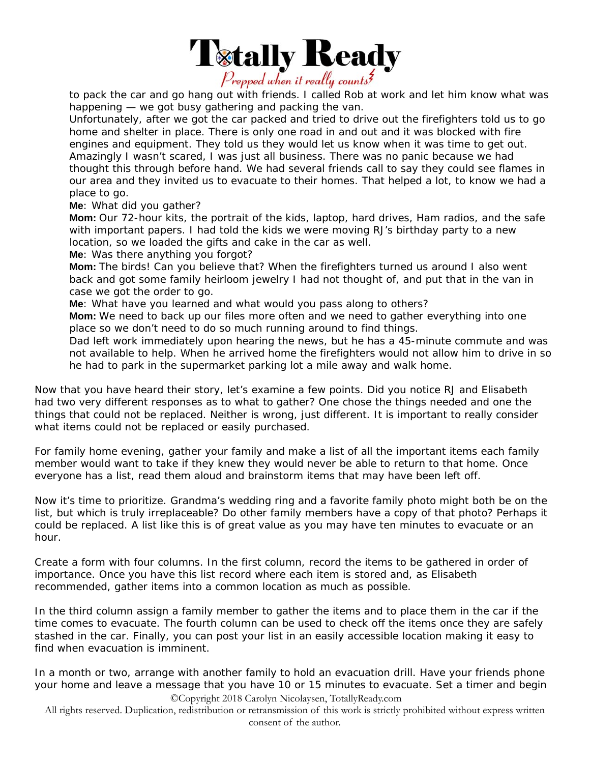to pack the car and go hang out with friends. I called Rob at work and let him know what was happening — we got busy gathering and packing the van.

Unfortunately, after we got the car packed and tried to drive out the firefighters told us to go home and shelter in place. There is only one road in and out and it was blocked with fire engines and equipment. They told us they would let us know when it was time to get out. Amazingly I wasn't scared, I was just all business. There was no panic because we had thought this through before hand. We had several friends call to say they could see flames in our area and they invited us to evacuate to their homes. That helped a lot, to know we had a place to go.

**Me**: What did you gather?

**Mom:** Our 72-hour kits, the portrait of the kids, laptop, hard drives, Ham radios, and the safe with important papers. I had told the kids we were moving RJ's birthday party to a new location, so we loaded the gifts and cake in the car as well.

**Me**: Was there anything you forgot?

**Mom:** The birds! Can you believe that? When the firefighters turned us around I also went back and got some family heirloom jewelry I had not thought of, and put that in the van in case we got the order to go.

**Me**: What have you learned and what would you pass along to others?

**Mom:** We need to back up our files more often and we need to gather everything into one place so we don't need to do so much running around to find things.

Dad left work immediately upon hearing the news, but he has a 45-minute commute and was not available to help. When he arrived home the firefighters would not allow him to drive in so he had to park in the supermarket parking lot a mile away and walk home.

Now that you have heard their story, let's examine a few points. Did you notice RJ and Elisabeth had two very different responses as to what to gather? One chose the things needed and one the things that could not be replaced. Neither is wrong, just different. It is important to really consider what items could not be replaced or easily purchased.

For family home evening, gather your family and make a list of all the important items each family member would want to take if they knew they would never be able to return to that home. Once everyone has a list, read them aloud and brainstorm items that may have been left off.

Now it's time to prioritize. Grandma's wedding ring and a favorite family photo might both be on the list, but which is truly irreplaceable? Do other family members have a copy of that photo? Perhaps it could be replaced. A list like this is of great value as you may have ten minutes to evacuate or an hour.

Create a form with four columns. In the first column, record the items to be gathered in order of importance. Once you have this list record where each item is stored and, as Elisabeth recommended, gather items into a common location as much as possible.

In the third column assign a family member to gather the items and to place them in the car if the time comes to evacuate. The fourth column can be used to check off the items once they are safely stashed in the car. Finally, you can post your list in an easily accessible location making it easy to find when evacuation is imminent.

In a month or two, arrange with another family to hold an evacuation drill. Have your friends phone your home and leave a message that you have 10 or 15 minutes to evacuate. Set a timer and begin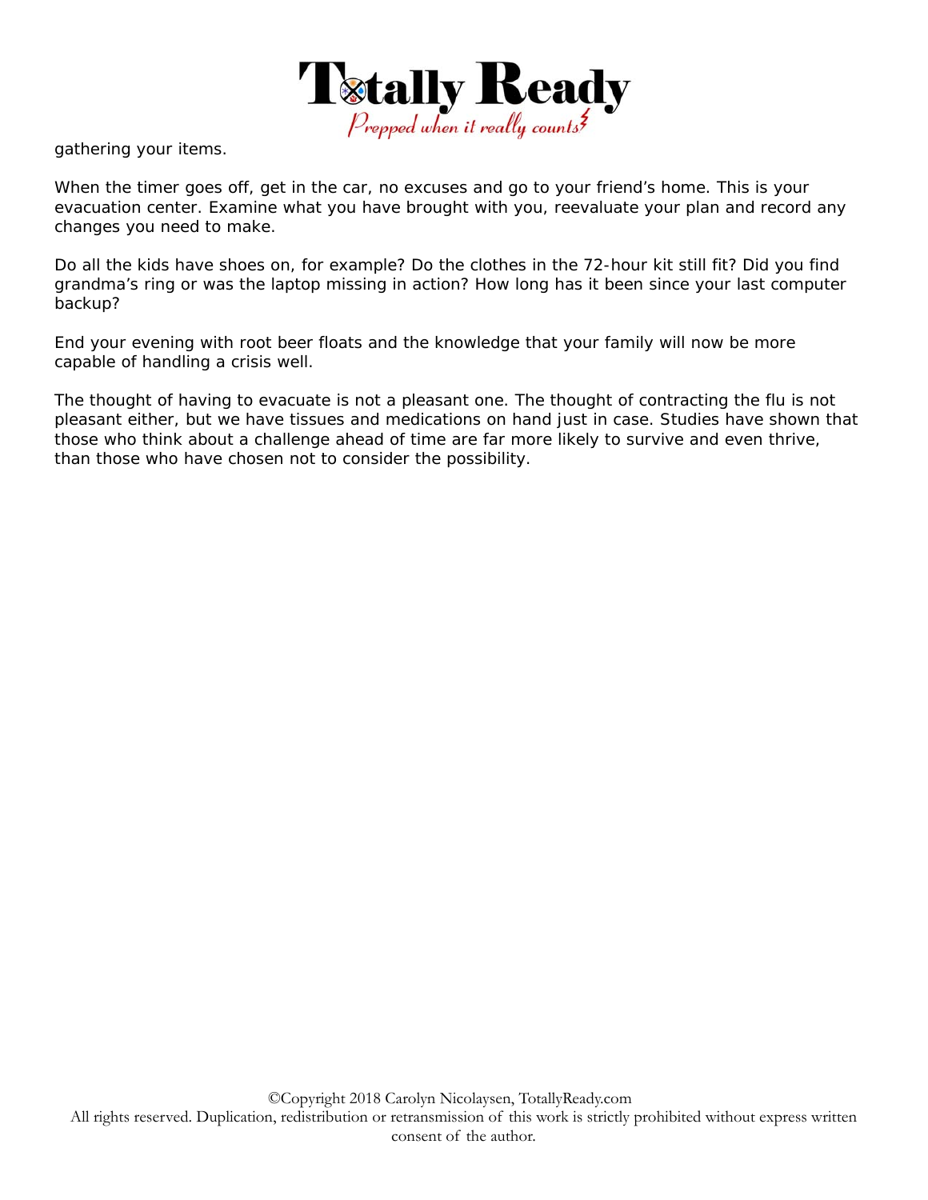gathering your items.

When the timer goes off, get in the car, no excuses and go to your friend's home. This is your evacuation center. Examine what you have brought with you, reevaluate your plan and record any changes you need to make.

Do all the kids have shoes on, for example? Do the clothes in the 72-hour kit still fit? Did you find grandma's ring or was the laptop missing in action? How long has it been since your last computer backup?

End your evening with root beer floats and the knowledge that your family will now be more capable of handling a crisis well.

The thought of having to evacuate is not a pleasant one. The thought of contracting the flu is not pleasant either, but we have tissues and medications on hand just in case. Studies have shown that those who think about a challenge ahead of time are far more likely to survive and even thrive, than those who have chosen not to consider the possibility.